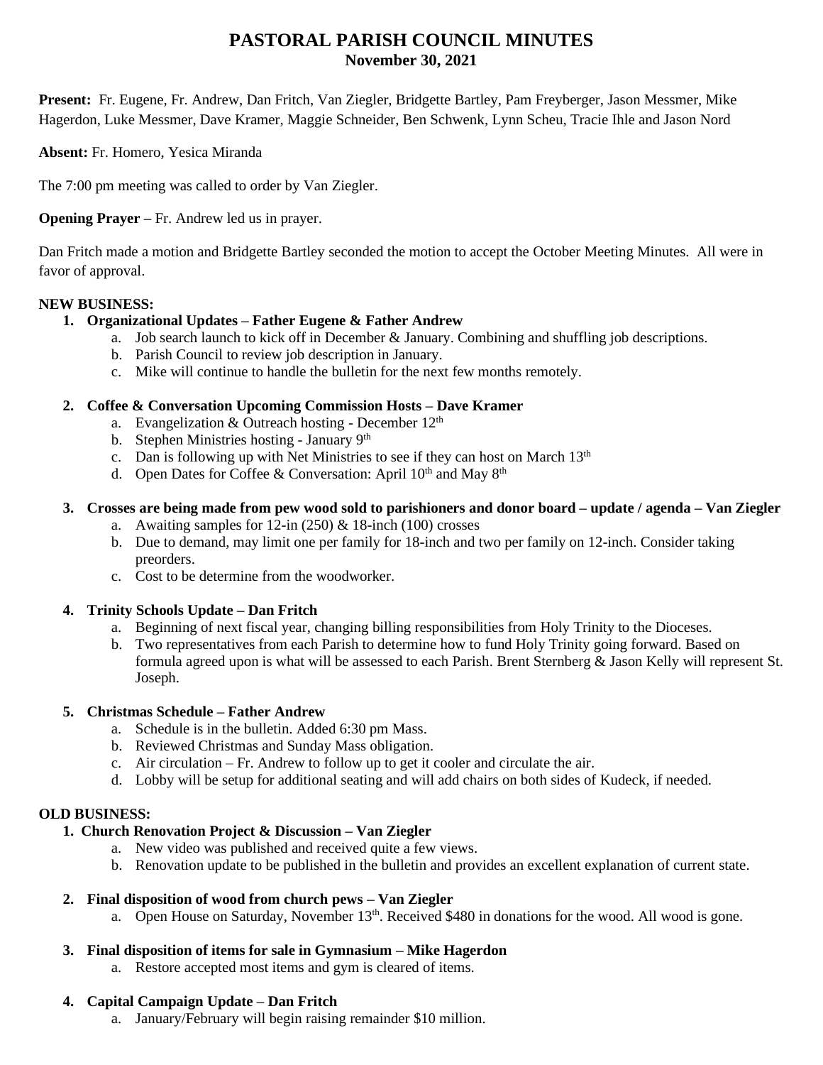# PASTORAL PARISH COUNCIL MINUTES
## November 30, 2021

**Present:** Fr. Eugene, Fr. Andrew, Dan Fritch, Van Ziegler, Bridgette Bartley, Pam Freyberger, Jason Messmer, Mike Hagerdon, Luke Messmer, Dave Kramer, Maggie Schneider, Ben Schwenk, Lynn Scheu, Tracie Ihle and Jason Nord

**Absent:** Fr. Homero, Yesica Miranda

The 7:00 pm meeting was called to order by Van Ziegler.

**Opening Prayer –** Fr. Andrew led us in prayer.

Dan Fritch made a motion and Bridgette Bartley seconded the motion to accept the October Meeting Minutes. All were in favor of approval.

**NEW BUSINESS:**

1. **Organizational Updates – Father Eugene & Father Andrew**
   a. Job search launch to kick off in December & January. Combining and shuffling job descriptions.
   b. Parish Council to review job description in January.
   c. Mike will continue to handle the bulletin for the next few months remotely.

2. **Coffee & Conversation Upcoming Commission Hosts – Dave Kramer**
   a. Evangelization & Outreach hosting - December 12th
   b. Stephen Ministries hosting - January 9th
   c. Dan is following up with Net Ministries to see if they can host on March 13th
   d. Open Dates for Coffee & Conversation: April 10th and May 8th

3. **Crosses are being made from pew wood sold to parishioners and donor board – update / agenda – Van Ziegler**
   a. Awaiting samples for 12-in (250) & 18-inch (100) crosses
   b. Due to demand, may limit one per family for 18-inch and two per family on 12-inch. Consider taking preorders.
   c. Cost to be determine from the woodworker.

4. **Trinity Schools Update – Dan Fritch**
   a. Beginning of next fiscal year, changing billing responsibilities from Holy Trinity to the Dioceses.
   b. Two representatives from each Parish to determine how to fund Holy Trinity going forward. Based on formula agreed upon is what will be assessed to each Parish. Brent Sternberg & Jason Kelly will represent St. Joseph.

5. **Christmas Schedule – Father Andrew**
   a. Schedule is in the bulletin. Added 6:30 pm Mass.
   b. Reviewed Christmas and Sunday Mass obligation.
   c. Air circulation – Fr. Andrew to follow up to get it cooler and circulate the air.
   d. Lobby will be setup for additional seating and will add chairs on both sides of Kudeck, if needed.

**OLD BUSINESS:**

1. **Church Renovation Project & Discussion – Van Ziegler**
   a. New video was published and received quite a few views.
   b. Renovation update to be published in the bulletin and provides an excellent explanation of current state.

2. **Final disposition of wood from church pews – Van Ziegler**
   a. Open House on Saturday, November 13th. Received $480 in donations for the wood. All wood is gone.

3. **Final disposition of items for sale in Gymnasium – Mike Hagerdon**
   a. Restore accepted most items and gym is cleared of items.

4. **Capital Campaign Update – Dan Fritch**
   a. January/February will begin raising remainder $10 million.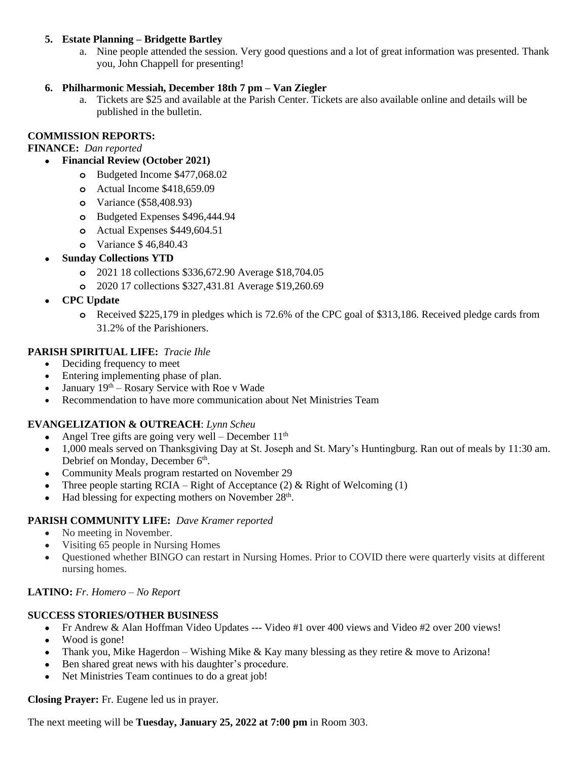5. **Estate Planning – Bridgette Bartley**
    a. Nine people attended the session. Very good questions and a lot of great information was presented. Thank you, John Chappell for presenting!

6. **Philharmonic Messiah, December 18th 7 pm – Van Ziegler**
    a. Tickets are $25 and available at the Parish Center. Tickets are also available online and details will be published in the bulletin.

**COMMISSION REPORTS:**

**FINANCE:** *Dan reported*

- **Financial Review (October 2021)**
    - Budgeted Income $477,068.02
    - Actual Income $418,659.09
    - Variance ($58,408.93)
    - Budgeted Expenses $496,444.94
    - Actual Expenses $449,604.51
    - Variance $ 46,840.43
- **Sunday Collections YTD**
    - 2021 18 collections $336,672.90 Average $18,704.05
    - 2020 17 collections $327,431.81 Average $19,260.69
- **CPC Update**
    - Received $225,179 in pledges which is 72.6% of the CPC goal of $313,186. Received pledge cards from 31.2% of the Parishioners.

**PARISH SPIRITUAL LIFE:** *Tracie Ihle*

- Deciding frequency to meet
- Entering implementing phase of plan.
- January 19th – Rosary Service with Roe v Wade
- Recommendation to have more communication about Net Ministries Team

**EVANGELIZATION & OUTREACH**: *Lynn Scheu*

- Angel Tree gifts are going very well – December 11th
- 1,000 meals served on Thanksgiving Day at St. Joseph and St. Mary's Huntingburg. Ran out of meals by 11:30 am. Debrief on Monday, December 6th.
- Community Meals program restarted on November 29
- Three people starting RCIA – Right of Acceptance (2) & Right of Welcoming (1)
- Had blessing for expecting mothers on November 28th.

**PARISH COMMUNITY LIFE:** *Dave Kramer reported*

- No meeting in November.
- Visiting 65 people in Nursing Homes
- Questioned whether BINGO can restart in Nursing Homes. Prior to COVID there were quarterly visits at different nursing homes.

**LATINO:** *Fr. Homero – No Report*

**SUCCESS STORIES/OTHER BUSINESS**

- Fr Andrew & Alan Hoffman Video Updates --- Video #1 over 400 views and Video #2 over 200 views!
- Wood is gone!
- Thank you, Mike Hagerdon – Wishing Mike & Kay many blessing as they retire & move to Arizona!
- Ben shared great news with his daughter's procedure.
- Net Ministries Team continues to do a great job!

**Closing Prayer:** Fr. Eugene led us in prayer.

The next meeting will be **Tuesday, January 25, 2022 at 7:00 pm** in Room 303.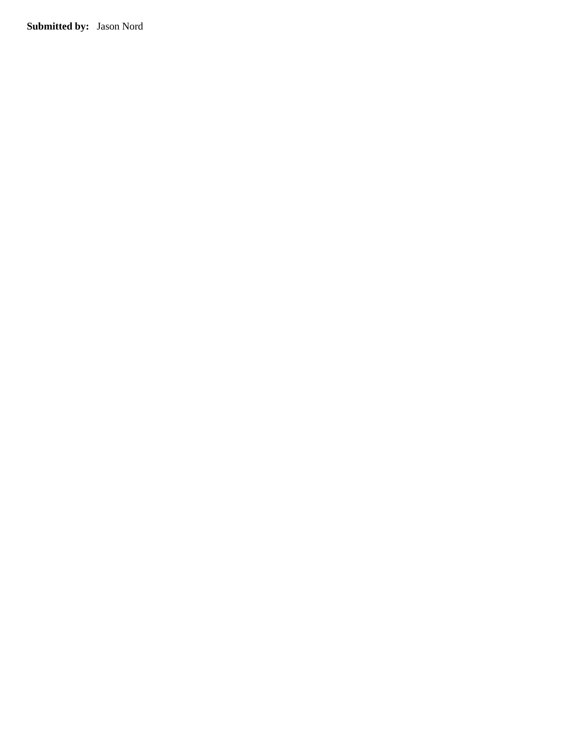**Submitted by:** Jason Nord